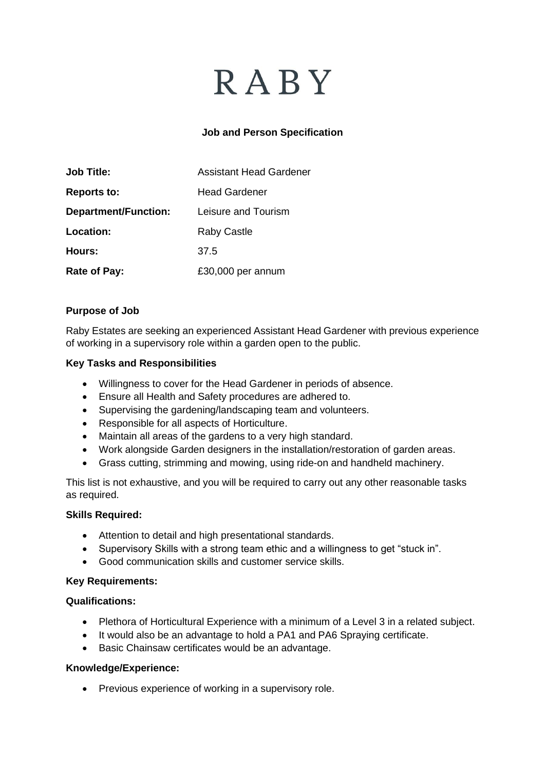# RABY

## Job and Person Specification

| | |
|---|---|
| **Job Title:** | Assistant Head Gardener |
| **Reports to:** | Head Gardener |
| **Department/Function:** | Leisure and Tourism |
| **Location:** | Raby Castle |
| **Hours:** | 37.5 |
| **Rate of Pay:** | £30,000 per annum |

### Purpose of Job

Raby Estates are seeking an experienced Assistant Head Gardener with previous experience of working in a supervisory role within a garden open to the public.

### Key Tasks and Responsibilities

- Willingness to cover for the Head Gardener in periods of absence.
- Ensure all Health and Safety procedures are adhered to.
- Supervising the gardening/landscaping team and volunteers.
- Responsible for all aspects of Horticulture.
- Maintain all areas of the gardens to a very high standard.
- Work alongside Garden designers in the installation/restoration of garden areas.
- Grass cutting, strimming and mowing, using ride-on and handheld machinery.

This list is not exhaustive, and you will be required to carry out any other reasonable tasks as required.

### Skills Required:

- Attention to detail and high presentational standards.
- Supervisory Skills with a strong team ethic and a willingness to get "stuck in".
- Good communication skills and customer service skills.

### Key Requirements:

#### Qualifications:

- Plethora of Horticultural Experience with a minimum of a Level 3 in a related subject.
- It would also be an advantage to hold a PA1 and PA6 Spraying certificate.
- Basic Chainsaw certificates would be an advantage.

#### Knowledge/Experience:

- Previous experience of working in a supervisory role.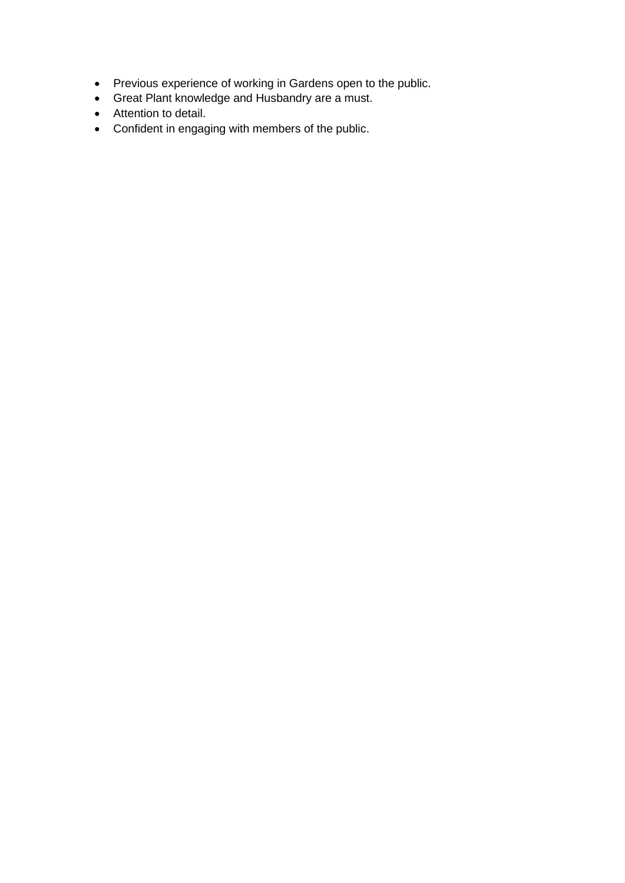- Previous experience of working in Gardens open to the public.
- Great Plant knowledge and Husbandry are a must.
- Attention to detail.
- Confident in engaging with members of the public.